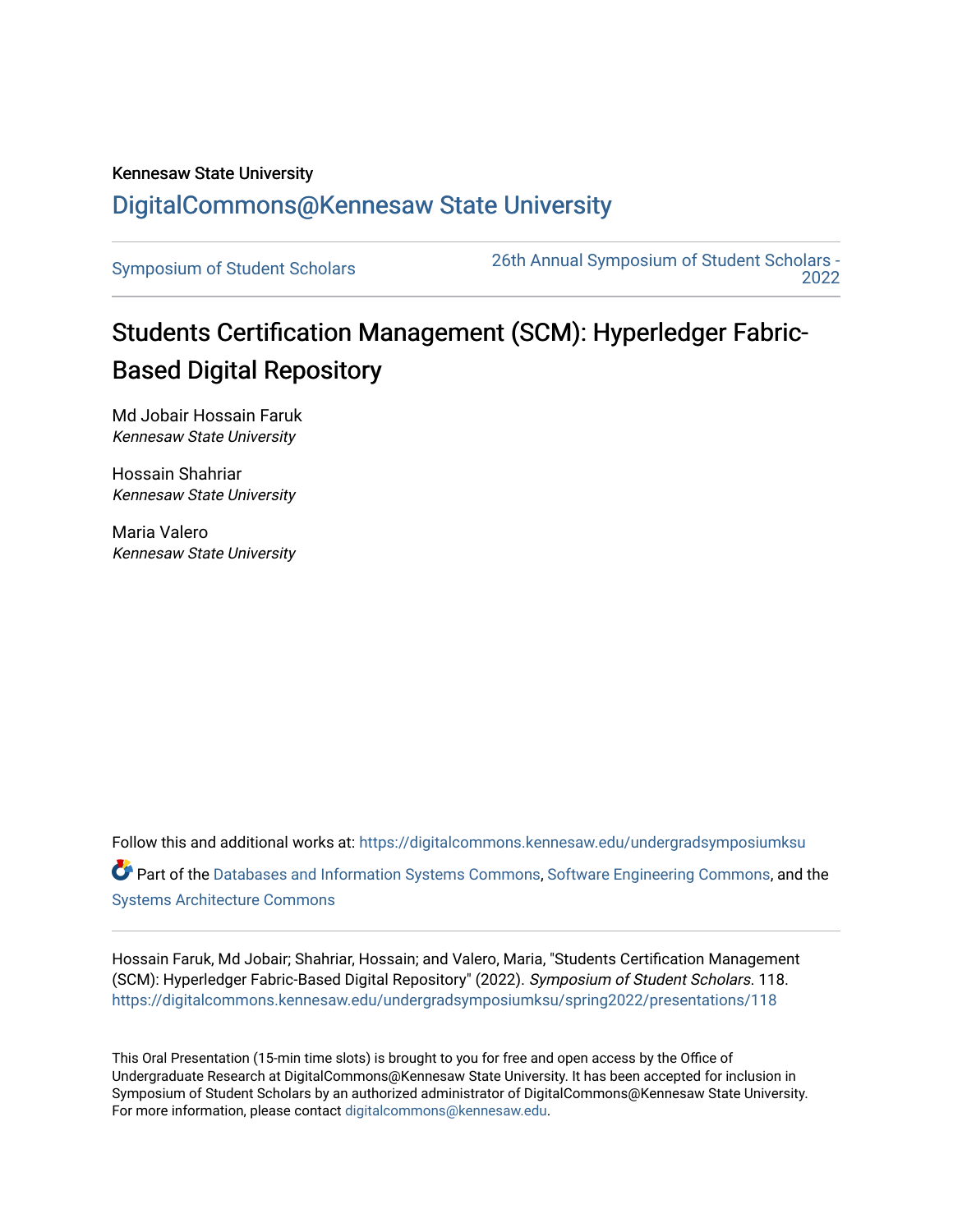Kennesaw State University

## DigitalCommons@Kennesaw State University

Symposium of Student Scholars | 26th Annual Symposium of Student Scholars - 2022

# Students Certification Management (SCM): Hyperledger Fabric-Based Digital Repository

Md Jobair Hossain Faruk
*Kennesaw State University*

Hossain Shahriar
*Kennesaw State University*

Maria Valero
*Kennesaw State University*

Follow this and additional works at: https://digitalcommons.kennesaw.edu/undergradsymposiumksu

Part of the Databases and Information Systems Commons, Software Engineering Commons, and the Systems Architecture Commons

Hossain Faruk, Md Jobair; Shahriar, Hossain; and Valero, Maria, "Students Certification Management (SCM): Hyperledger Fabric-Based Digital Repository" (2022). *Symposium of Student Scholars*. 118. https://digitalcommons.kennesaw.edu/undergradsymposiumksu/spring2022/presentations/118

This Oral Presentation (15-min time slots) is brought to you for free and open access by the Office of Undergraduate Research at DigitalCommons@Kennesaw State University. It has been accepted for inclusion in Symposium of Student Scholars by an authorized administrator of DigitalCommons@Kennesaw State University. For more information, please contact digitalcommons@kennesaw.edu.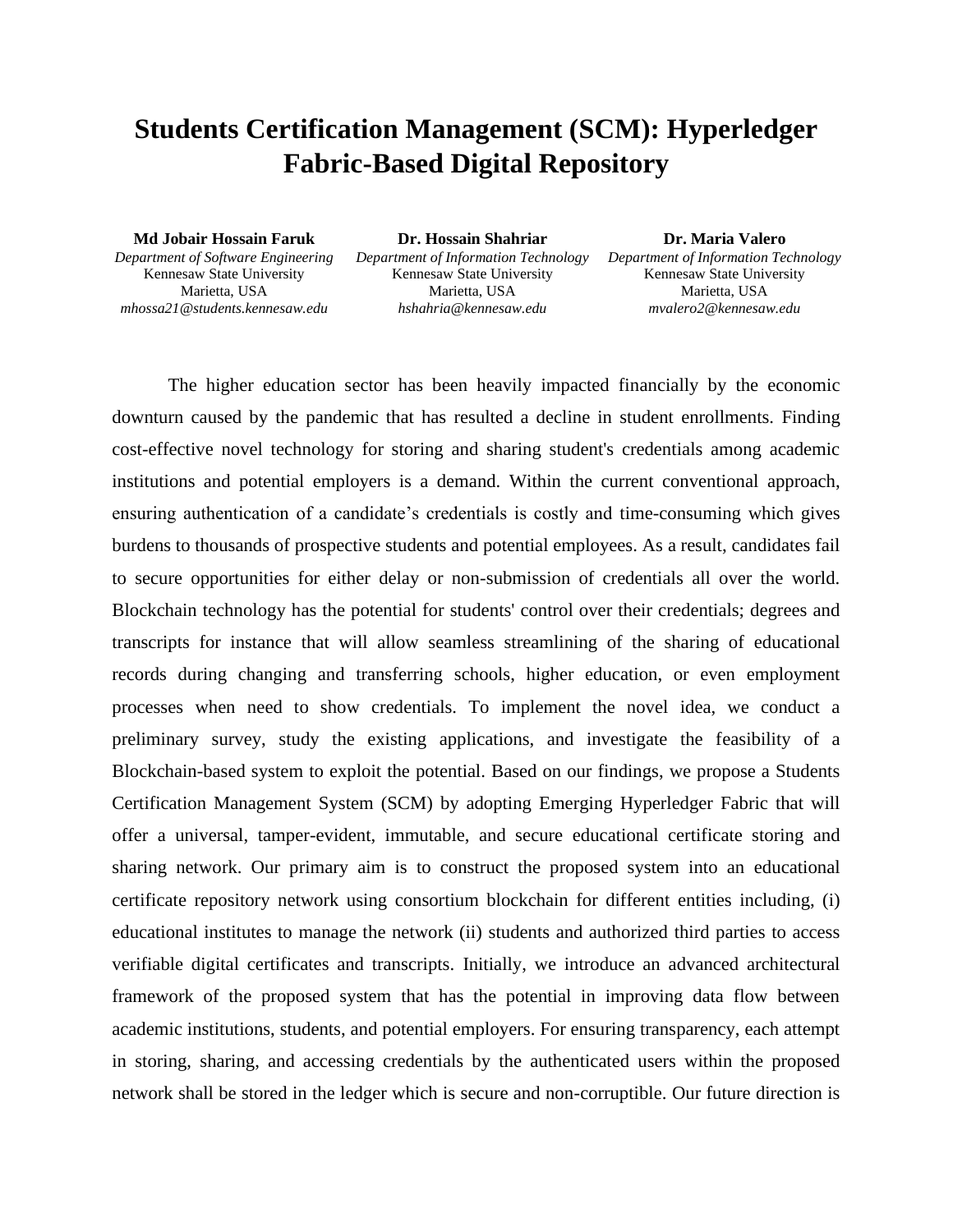# Students Certification Management (SCM): Hyperledger Fabric-Based Digital Repository

**Md Jobair Hossain Faruk**
*Department of Software Engineering*
Kennesaw State University
Marietta, USA
*mhossa21@students.kennesaw.edu*

**Dr. Hossain Shahriar**
*Department of Information Technology*
Kennesaw State University
Marietta, USA
*hshahria@kennesaw.edu*

**Dr. Maria Valero**
*Department of Information Technology*
Kennesaw State University
Marietta, USA
*mvalero2@kennesaw.edu*

The higher education sector has been heavily impacted financially by the economic downturn caused by the pandemic that has resulted a decline in student enrollments. Finding cost-effective novel technology for storing and sharing student's credentials among academic institutions and potential employers is a demand. Within the current conventional approach, ensuring authentication of a candidate's credentials is costly and time-consuming which gives burdens to thousands of prospective students and potential employees. As a result, candidates fail to secure opportunities for either delay or non-submission of credentials all over the world. Blockchain technology has the potential for students' control over their credentials; degrees and transcripts for instance that will allow seamless streamlining of the sharing of educational records during changing and transferring schools, higher education, or even employment processes when need to show credentials. To implement the novel idea, we conduct a preliminary survey, study the existing applications, and investigate the feasibility of a Blockchain-based system to exploit the potential. Based on our findings, we propose a Students Certification Management System (SCM) by adopting Emerging Hyperledger Fabric that will offer a universal, tamper-evident, immutable, and secure educational certificate storing and sharing network. Our primary aim is to construct the proposed system into an educational certificate repository network using consortium blockchain for different entities including, (i) educational institutes to manage the network (ii) students and authorized third parties to access verifiable digital certificates and transcripts. Initially, we introduce an advanced architectural framework of the proposed system that has the potential in improving data flow between academic institutions, students, and potential employers. For ensuring transparency, each attempt in storing, sharing, and accessing credentials by the authenticated users within the proposed network shall be stored in the ledger which is secure and non-corruptible. Our future direction is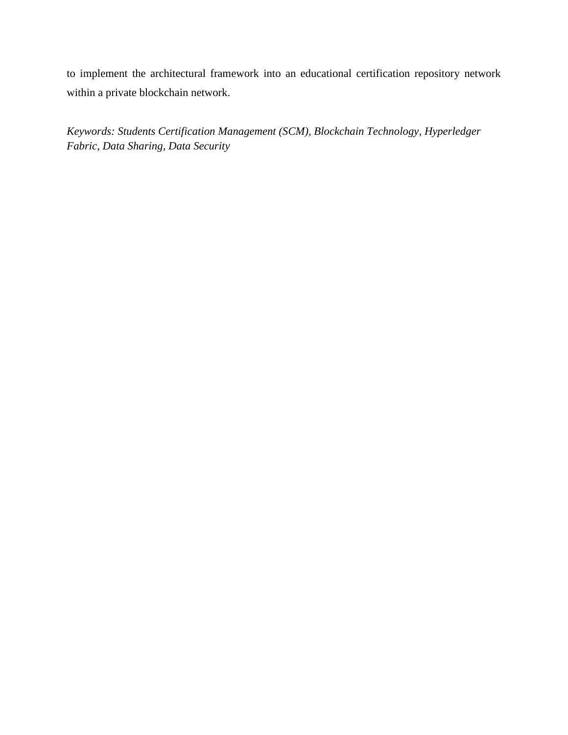to implement the architectural framework into an educational certification repository network within a private blockchain network.

*Keywords: Students Certification Management (SCM), Blockchain Technology, Hyperledger Fabric, Data Sharing, Data Security*